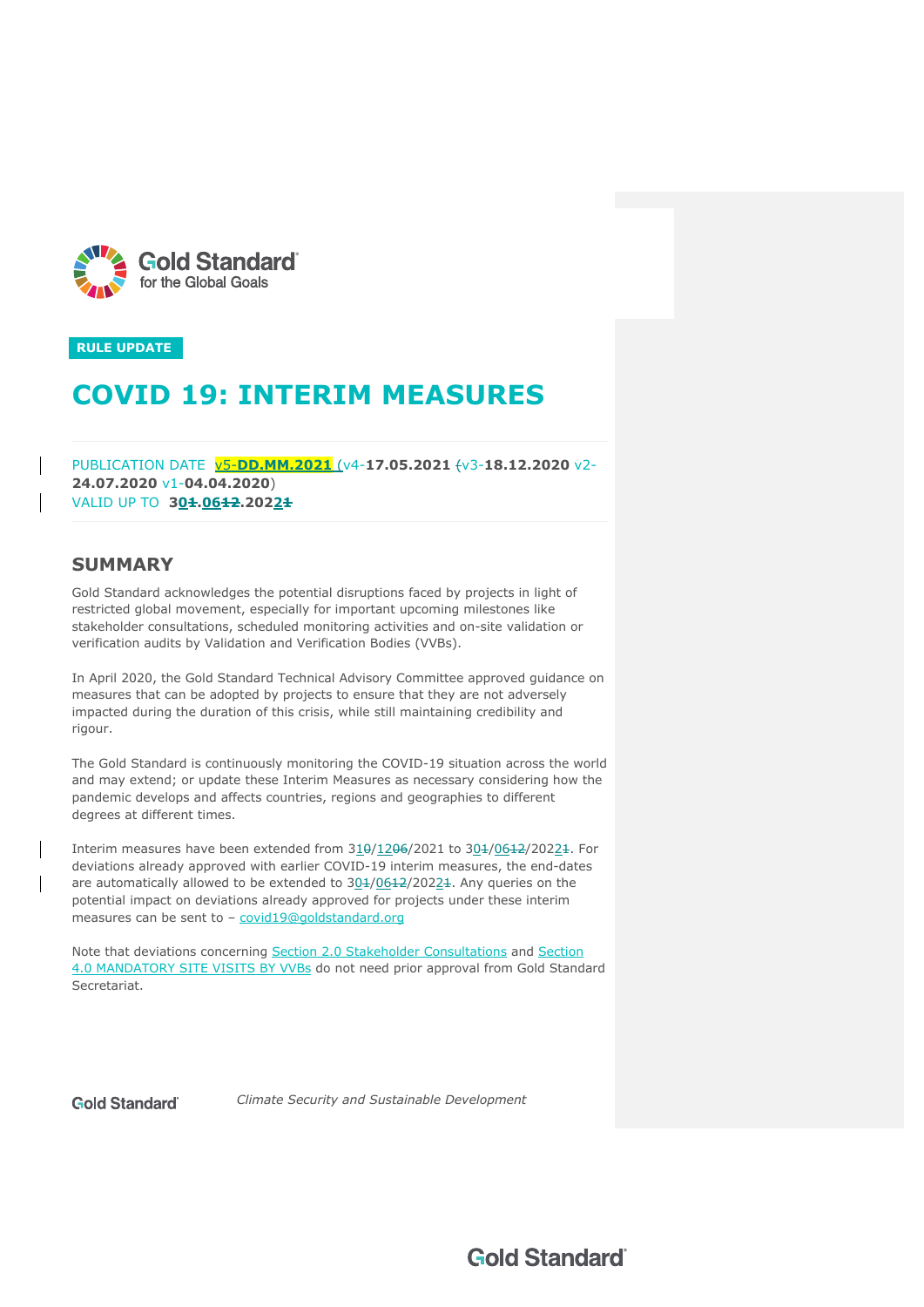RULE UPDATE

# COVID 19: INTERIM MEASURES

PUBLICATION DATE v5-**DD.MM.2021** (v4-**17.05.2021** ~~(~~v3-**18.12.2020** v2-**24.07.2020** v1-**04.04.2020**)
VALID UP TO **30~~1~~.06~~12~~.2022~~1~~**

## SUMMARY

Gold Standard acknowledges the potential disruptions faced by projects in light of restricted global movement, especially for important upcoming milestones like stakeholder consultations, scheduled monitoring activities and on-site validation or verification audits by Validation and Verification Bodies (VVBs).

In April 2020, the Gold Standard Technical Advisory Committee approved guidance on measures that can be adopted by projects to ensure that they are not adversely impacted during the duration of this crisis, while still maintaining credibility and rigour.

The Gold Standard is continuously monitoring the COVID-19 situation across the world and may extend; or update these Interim Measures as necessary considering how the pandemic develops and affects countries, regions and geographies to different degrees at different times.

Interim measures have been extended from 31~~0~~/12~~06~~/2021 to 30~~1~~/06~~12~~/2022~~1~~. For deviations already approved with earlier COVID-19 interim measures, the end-dates are automatically allowed to be extended to 30~~1~~/06~~12~~/2022~~1~~. Any queries on the potential impact on deviations already approved for projects under these interim measures can be sent to – covid19@goldstandard.org

Note that deviations concerning Section 2.0 Stakeholder Consultations and Section 4.0 MANDATORY SITE VISITS BY VVBs do not need prior approval from Gold Standard Secretariat.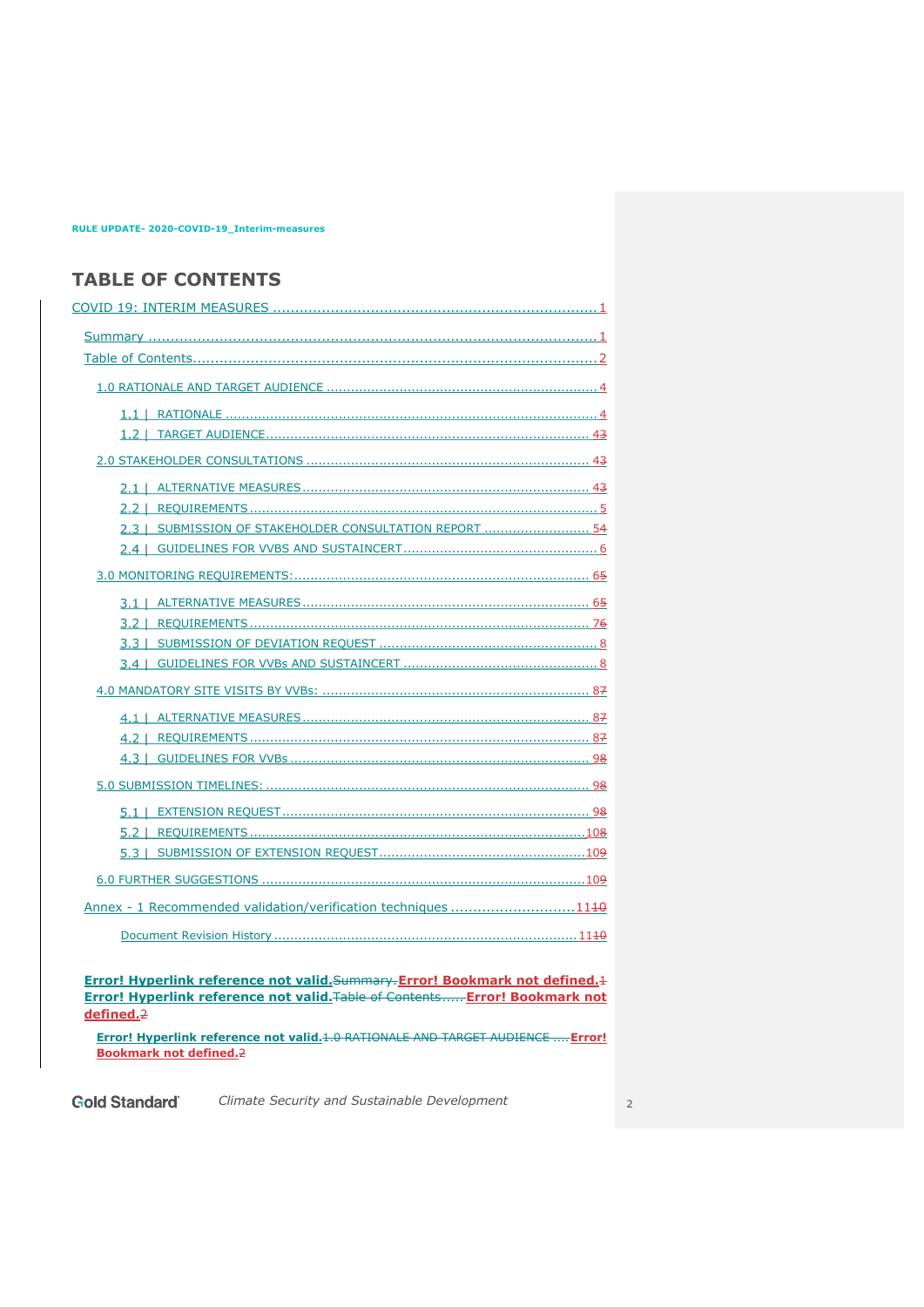# TABLE OF CONTENTS

COVID 19: INTERIM MEASURES .......................................................................... 1

Summary ................................................................................................ 1

Table of Contents...................................................................................... 2

1.0 RATIONALE AND TARGET AUDIENCE ..................................................... 4

1.1 | RATIONALE ...................................................................................... 4

1.2 | TARGET AUDIENCE.......................................................................... 43

2.0 STAKEHOLDER CONSULTATIONS ........................................................... 43

2.1 | ALTERNATIVE MEASURES................................................................. 43

2.2 | REQUIREMENTS ............................................................................... 5

2.3 | SUBMISSION OF STAKEHOLDER CONSULTATION REPORT ......................... 54

2.4 | GUIDELINES FOR VVBS AND SUSTAINCERT ........................................... 6

3.0 MONITORING REQUIREMENTS:............................................................. 65

3.1 | ALTERNATIVE MEASURES................................................................. 65

3.2 | REQUIREMENTS ............................................................................... 76

3.3 | SUBMISSION OF DEVIATION REQUEST .................................................. 8

3.4 | GUIDELINES FOR VVBs AND SUSTAINCERT ........................................... 8

4.0 MANDATORY SITE VISITS BY VVBs: ..................................................... 87

4.1 | ALTERNATIVE MEASURES................................................................. 87

4.2 | REQUIREMENTS ............................................................................... 87

4.3 | GUIDELINES FOR VVBs ..................................................................... 98

5.0 SUBMISSION TIMELINES: ..................................................................... 98

5.1 | EXTENSION REQUEST....................................................................... 98

5.2 | REQUIREMENTS .............................................................................. 108

5.3 | SUBMISSION OF EXTENSION REQUEST............................................... 109

6.0 FURTHER SUGGESTIONS .................................................................... 109

Annex - 1 Recommended validation/verification techniques ............................ 1110

Document Revision History ........................................................................ 1110

**Error! Hyperlink reference not valid.**~~Summary.~~ **Error! Bookmark not defined.**~~1~~
**Error! Hyperlink reference not valid.**~~Table of Contents.....~~ **Error! Bookmark not defined.**~~2~~

**Error! Hyperlink reference not valid.**~~1.0 RATIONALE AND TARGET AUDIENCE ....~~ **Error! Bookmark not defined.**~~2~~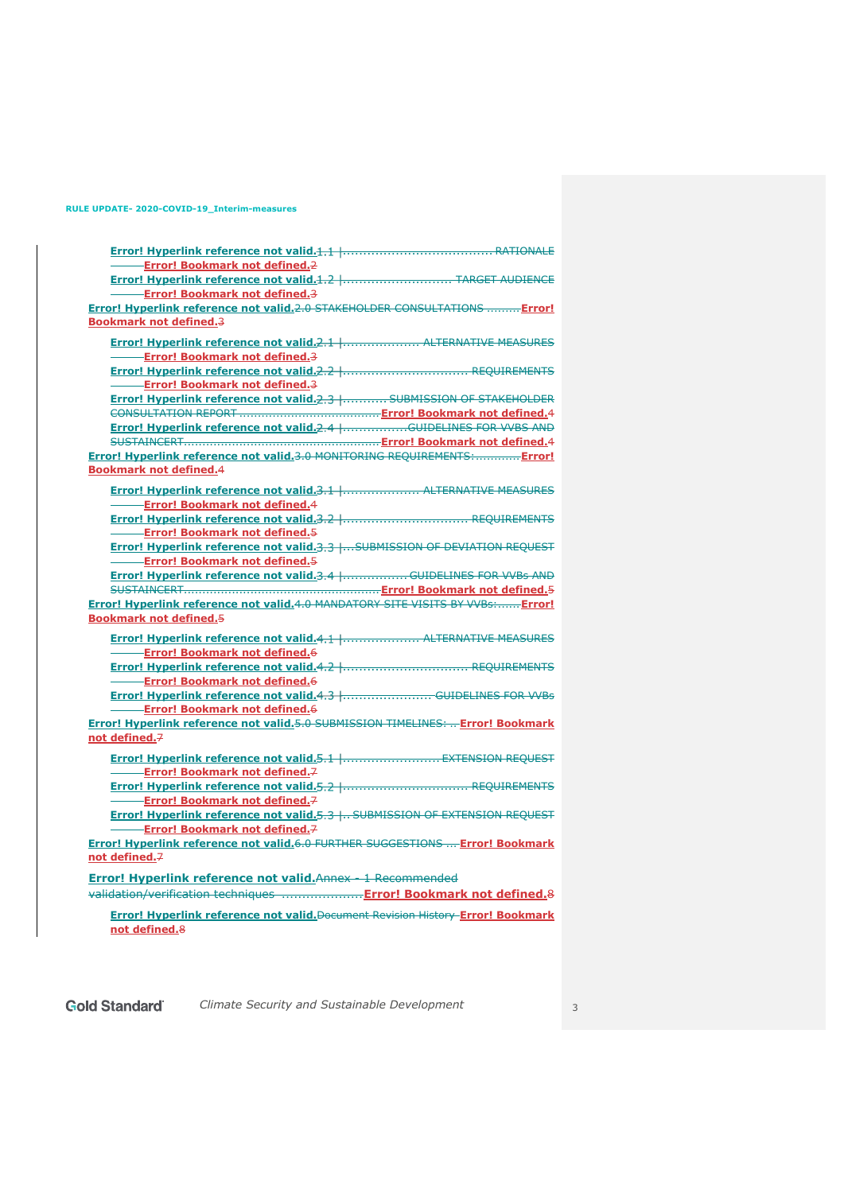Error! Hyperlink reference not valid.~~1.1 | .................................... RATIONALE~~
~~———~~Error! Bookmark not defined.~~2~~

Error! Hyperlink reference not valid.~~1.2 | .......................... TARGET AUDIENCE~~
~~———~~Error! Bookmark not defined.~~3~~

Error! Hyperlink reference not valid.~~2.0 STAKEHOLDER CONSULTATIONS .........~~Error! Bookmark not defined.~~3~~

Error! Hyperlink reference not valid.~~2.1 | .................. ALTERNATIVE MEASURES~~
~~———~~Error! Bookmark not defined.~~3~~

Error! Hyperlink reference not valid.~~2.2 | .............................. REQUIREMENTS~~
~~———~~Error! Bookmark not defined.~~3~~

Error! Hyperlink reference not valid.~~2.3 | .......... SUBMISSION OF STAKEHOLDER CONSULTATION REPORT ......................................~~Error! Bookmark not defined.~~4~~

Error! Hyperlink reference not valid.~~2.4 | ................GUIDELINES FOR VVBS AND SUSTAINCERT......................................................~~Error! Bookmark not defined.~~4~~

Error! Hyperlink reference not valid.~~3.0 MONITORING REQUIREMENTS:............~~Error! Bookmark not defined.~~4~~

Error! Hyperlink reference not valid.~~3.1 | .................. ALTERNATIVE MEASURES~~
~~———~~Error! Bookmark not defined.~~4~~

Error! Hyperlink reference not valid.~~3.2 | .............................. REQUIREMENTS~~
~~———~~Error! Bookmark not defined.~~5~~

Error! Hyperlink reference not valid.~~3.3 |...SUBMISSION OF DEVIATION REQUEST~~
~~———~~Error! Bookmark not defined.~~5~~

Error! Hyperlink reference not valid.~~3.4 | ................ GUIDELINES FOR VVBs AND SUSTAINCERT.....................................................~~Error! Bookmark not defined.~~5~~

Error! Hyperlink reference not valid.~~4.0 MANDATORY SITE VISITS BY VVBs:......~~Error! Bookmark not defined.~~5~~

Error! Hyperlink reference not valid.~~4.1 | .................. ALTERNATIVE MEASURES~~
~~———~~Error! Bookmark not defined.~~6~~

Error! Hyperlink reference not valid.~~4.2 | .............................. REQUIREMENTS~~
~~———~~Error! Bookmark not defined.~~6~~

Error! Hyperlink reference not valid.~~4.3 | ..................... GUIDELINES FOR VVBs~~
~~———~~Error! Bookmark not defined.~~6~~

Error! Hyperlink reference not valid.~~5.0 SUBMISSION TIMELINES: ...~~Error! Bookmark not defined.~~7~~

Error! Hyperlink reference not valid.~~5.1 | ........................ EXTENSION REQUEST~~
~~———~~Error! Bookmark not defined.~~7~~

Error! Hyperlink reference not valid.~~5.2 | .............................. REQUIREMENTS~~
~~———~~Error! Bookmark not defined.~~7~~

Error! Hyperlink reference not valid.~~5.3 |.. SUBMISSION OF EXTENSION REQUEST~~
~~———~~Error! Bookmark not defined.~~7~~

Error! Hyperlink reference not valid.~~6.0 FURTHER SUGGESTIONS ....~~Error! Bookmark not defined.~~7~~

Error! Hyperlink reference not valid.~~Annex - 1 Recommended validation/verification techniques ....................~~Error! Bookmark not defined.~~8~~

Error! Hyperlink reference not valid.~~Document Revision History~~ Error! Bookmark not defined.~~8~~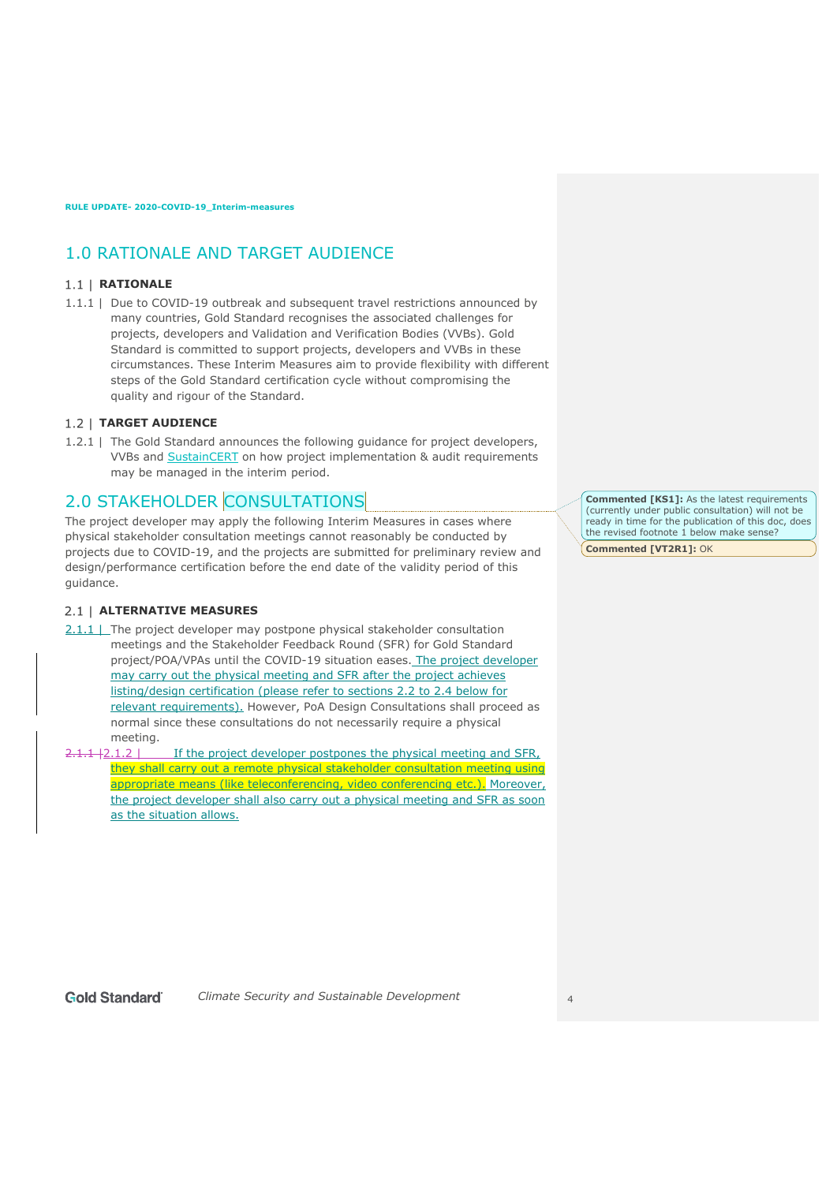# 1.0 RATIONALE AND TARGET AUDIENCE

## 1.1 | RATIONALE

1.1.1 | Due to COVID-19 outbreak and subsequent travel restrictions announced by many countries, Gold Standard recognises the associated challenges for projects, developers and Validation and Verification Bodies (VVBs). Gold Standard is committed to support projects, developers and VVBs in these circumstances. These Interim Measures aim to provide flexibility with different steps of the Gold Standard certification cycle without compromising the quality and rigour of the Standard.

## 1.2 | TARGET AUDIENCE

1.2.1 | The Gold Standard announces the following guidance for project developers, VVBs and SustainCERT on how project implementation & audit requirements may be managed in the interim period.

# 2.0 STAKEHOLDER CONSULTATIONS

The project developer may apply the following Interim Measures in cases where physical stakeholder consultation meetings cannot reasonably be conducted by projects due to COVID-19, and the projects are submitted for preliminary review and design/performance certification before the end date of the validity period of this guidance.

## 2.1 | ALTERNATIVE MEASURES

2.1.1 | The project developer may postpone physical stakeholder consultation meetings and the Stakeholder Feedback Round (SFR) for Gold Standard project/POA/VPAs until the COVID-19 situation eases. The project developer may carry out the physical meeting and SFR after the project achieves listing/design certification (please refer to sections 2.2 to 2.4 below for relevant requirements). However, PoA Design Consultations shall proceed as normal since these consultations do not necessarily require a physical meeting.

~~2.1.1 |~~2.1.2 | If the project developer postpones the physical meeting and SFR, they shall carry out a remote physical stakeholder consultation meeting using appropriate means (like teleconferencing, video conferencing etc.). Moreover, the project developer shall also carry out a physical meeting and SFR as soon as the situation allows.

Commented [KS1]: As the latest requirements (currently under public consultation) will not be ready in time for the publication of this doc, does the revised footnote 1 below make sense?

Commented [VT2R1]: OK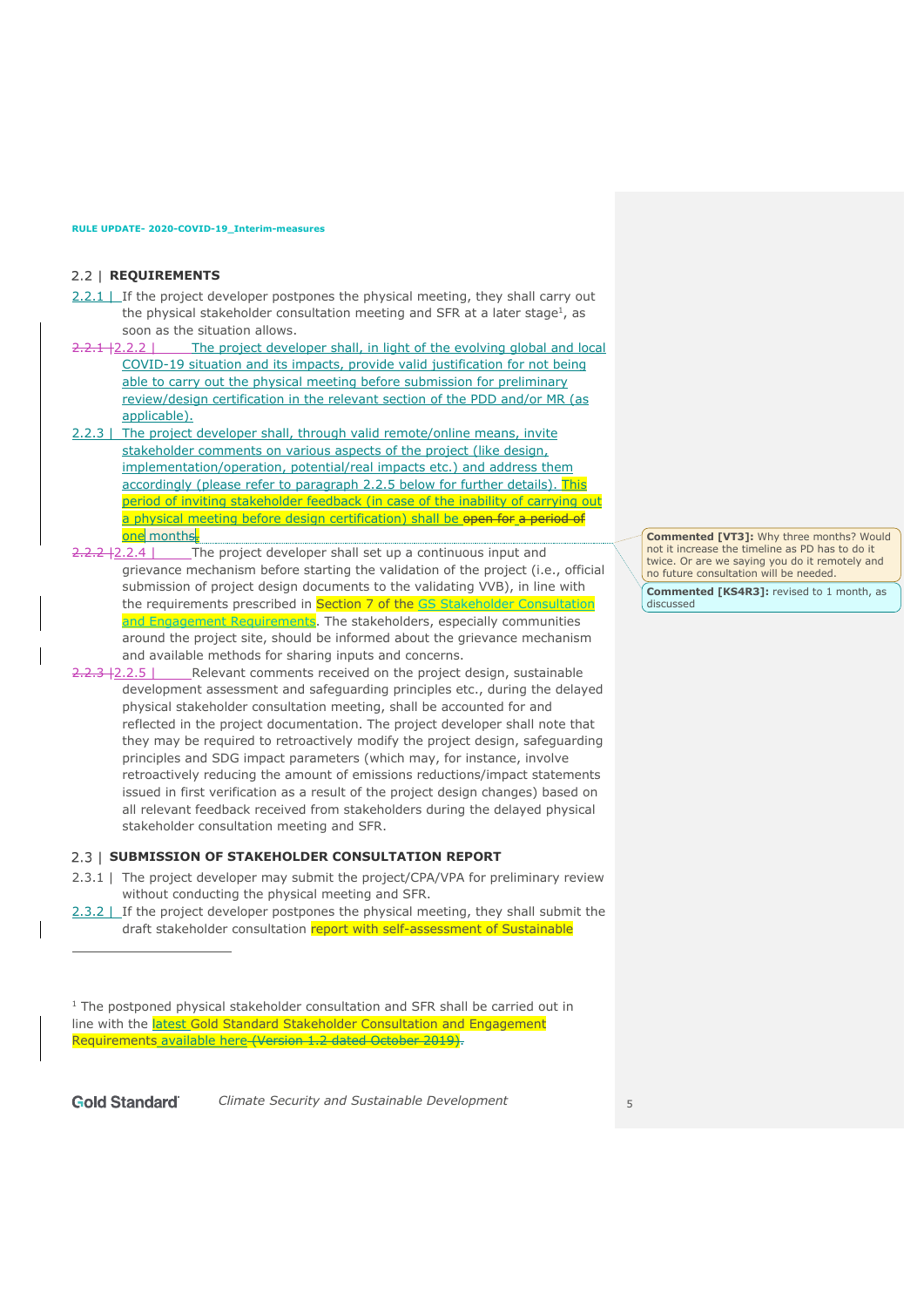## 2.2 | REQUIREMENTS

2.2.1 | If the project developer postpones the physical meeting, they shall carry out the physical stakeholder consultation meeting and SFR at a later stage[1], as soon as the situation allows.

2.2.1 | 2.2.2 | The project developer shall, in light of the evolving global and local COVID-19 situation and its impacts, provide valid justification for not being able to carry out the physical meeting before submission for preliminary review/design certification in the relevant section of the PDD and/or MR (as applicable).

2.2.3 | The project developer shall, through valid remote/online means, invite stakeholder comments on various aspects of the project (like design, implementation/operation, potential/real impacts etc.) and address them accordingly (please refer to paragraph 2.2.5 below for further details). This period of inviting stakeholder feedback (in case of the inability of carrying out a physical meeting before design certification) shall be ~~open for a period of~~ one months.

2.2.2 | 2.2.4 | The project developer shall set up a continuous input and grievance mechanism before starting the validation of the project (i.e., official submission of project design documents to the validating VVB), in line with the requirements prescribed in Section 7 of the GS Stakeholder Consultation and Engagement Requirements. The stakeholders, especially communities around the project site, should be informed about the grievance mechanism and available methods for sharing inputs and concerns.

2.2.3 | 2.2.5 | Relevant comments received on the project design, sustainable development assessment and safeguarding principles etc., during the delayed physical stakeholder consultation meeting, shall be accounted for and reflected in the project documentation. The project developer shall note that they may be required to retroactively modify the project design, safeguarding principles and SDG impact parameters (which may, for instance, involve retroactively reducing the amount of emissions reductions/impact statements issued in first verification as a result of the project design changes) based on all relevant feedback received from stakeholders during the delayed physical stakeholder consultation meeting and SFR.

> **Commented [VT3]:** Why three months? Would not it increase the timeline as PD has to do it twice. Or are we saying you do it remotely and no future consultation will be needed.
>
> **Commented [KS4R3]:** revised to 1 month, as discussed

## 2.3 | SUBMISSION OF STAKEHOLDER CONSULTATION REPORT

2.3.1 | The project developer may submit the project/CPA/VPA for preliminary review without conducting the physical meeting and SFR.

2.3.2 | If the project developer postpones the physical meeting, they shall submit the draft stakeholder consultation report with self-assessment of Sustainable

---

[1] The postponed physical stakeholder consultation and SFR shall be carried out in line with the latest Gold Standard Stakeholder Consultation and Engagement Requirements available here ~~(Version 1.2 dated October 2019)~~.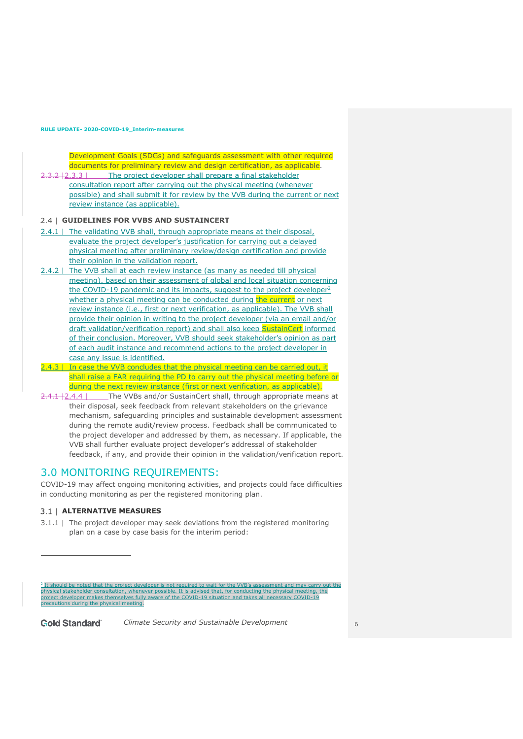Development Goals (SDGs) and safeguards assessment with other required documents for preliminary review and design certification, as applicable.

2.3.3 | The project developer shall prepare a final stakeholder consultation report after carrying out the physical meeting (whenever possible) and shall submit it for review by the VVB during the current or next review instance (as applicable).

## 2.4 | GUIDELINES FOR VVBS AND SUSTAINCERT

2.4.1 | The validating VVB shall, through appropriate means at their disposal, evaluate the project developer's justification for carrying out a delayed physical meeting after preliminary review/design certification and provide their opinion in the validation report.

2.4.2 | The VVB shall at each review instance (as many as needed till physical meeting), based on their assessment of global and local situation concerning the COVID-19 pandemic and its impacts, suggest to the project developer[2] whether a physical meeting can be conducted during the current or next review instance (i.e., first or next verification, as applicable). The VVB shall provide their opinion in writing to the project developer (via an email and/or draft validation/verification report) and shall also keep SustainCert informed of their conclusion. Moreover, VVB should seek stakeholder's opinion as part of each audit instance and recommend actions to the project developer in case any issue is identified.

2.4.3 | In case the VVB concludes that the physical meeting can be carried out, it shall raise a FAR requiring the PD to carry out the physical meeting before or during the next review instance (first or next verification, as applicable).

2.4.4 | The VVBs and/or SustainCert shall, through appropriate means at their disposal, seek feedback from relevant stakeholders on the grievance mechanism, safeguarding principles and sustainable development assessment during the remote audit/review process. Feedback shall be communicated to the project developer and addressed by them, as necessary. If applicable, the VVB shall further evaluate project developer's addressal of stakeholder feedback, if any, and provide their opinion in the validation/verification report.

# 3.0 MONITORING REQUIREMENTS:

COVID-19 may affect ongoing monitoring activities, and projects could face difficulties in conducting monitoring as per the registered monitoring plan.

## 3.1 | ALTERNATIVE MEASURES

3.1.1 | The project developer may seek deviations from the registered monitoring plan on a case by case basis for the interim period:

---

[2] It should be noted that the project developer is not required to wait for the VVB's assessment and may carry out the physical stakeholder consultation, whenever possible. It is advised that, for conducting the physical meeting, the project developer makes themselves fully aware of the COVID-19 situation and takes all necessary COVID-19 precautions during the physical meeting.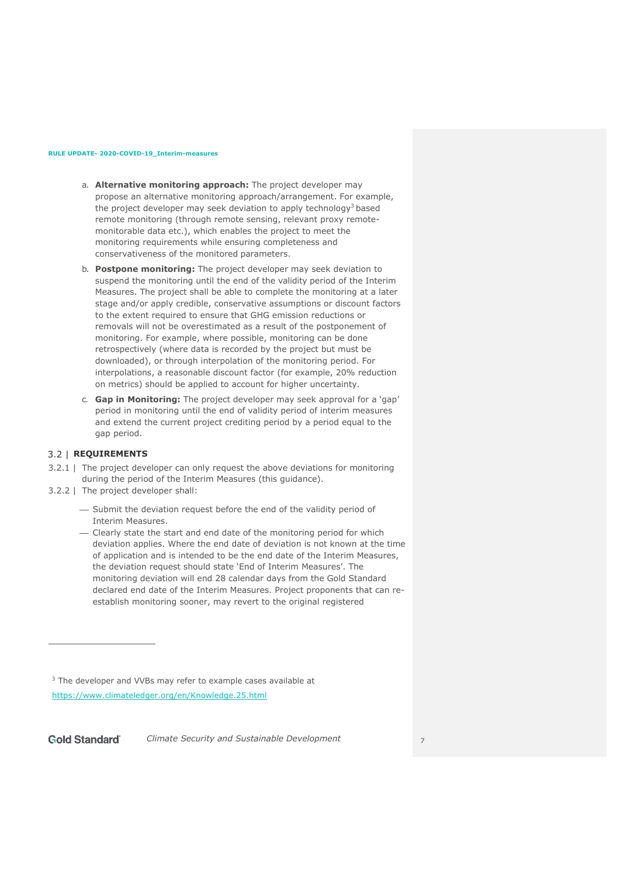a. **Alternative monitoring approach:** The project developer may propose an alternative monitoring approach/arrangement. For example, the project developer may seek deviation to apply technology[3] based remote monitoring (through remote sensing, relevant proxy remote-monitorable data etc.), which enables the project to meet the monitoring requirements while ensuring completeness and conservativeness of the monitored parameters.

b. **Postpone monitoring:** The project developer may seek deviation to suspend the monitoring until the end of the validity period of the Interim Measures. The project shall be able to complete the monitoring at a later stage and/or apply credible, conservative assumptions or discount factors to the extent required to ensure that GHG emission reductions or removals will not be overestimated as a result of the postponement of monitoring. For example, where possible, monitoring can be done retrospectively (where data is recorded by the project but must be downloaded), or through interpolation of the monitoring period. For interpolations, a reasonable discount factor (for example, 20% reduction on metrics) should be applied to account for higher uncertainty.

c. **Gap in Monitoring:** The project developer may seek approval for a 'gap' period in monitoring until the end of validity period of interim measures and extend the current project crediting period by a period equal to the gap period.

## 3.2 | REQUIREMENTS

3.2.1 | The project developer can only request the above deviations for monitoring during the period of the Interim Measures (this guidance).

3.2.2 | The project developer shall:

- Submit the deviation request before the end of the validity period of Interim Measures.
- Clearly state the start and end date of the monitoring period for which deviation applies. Where the end date of deviation is not known at the time of application and is intended to be the end date of the Interim Measures, the deviation request should state 'End of Interim Measures'. The monitoring deviation will end 28 calendar days from the Gold Standard declared end date of the Interim Measures. Project proponents that can re-establish monitoring sooner, may revert to the original registered

[3] The developer and VVBs may refer to example cases available at https://www.climateledger.org/en/Knowledge.25.html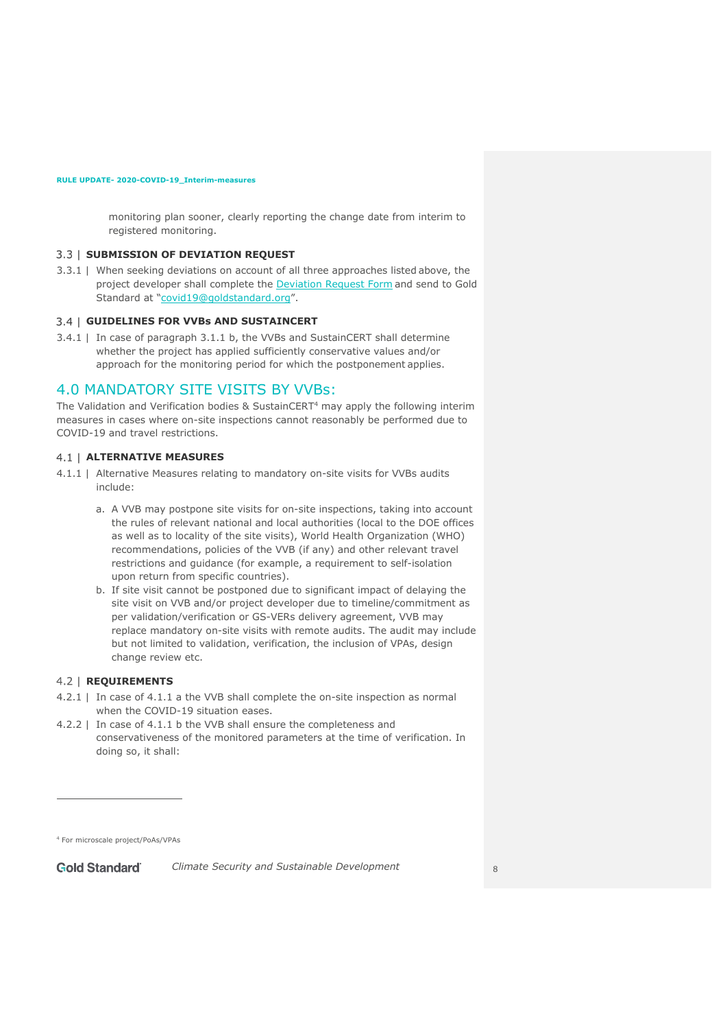monitoring plan sooner, clearly reporting the change date from interim to registered monitoring.

### 3.3 | SUBMISSION OF DEVIATION REQUEST

3.3.1 | When seeking deviations on account of all three approaches listed above, the project developer shall complete the [Deviation Request Form](#) and send to Gold Standard at "[covid19@goldstandard.org](mailto:covid19@goldstandard.org)".

### 3.4 | GUIDELINES FOR VVBs AND SUSTAINCERT

3.4.1 | In case of paragraph 3.1.1 b, the VVBs and SustainCERT shall determine whether the project has applied sufficiently conservative values and/or approach for the monitoring period for which the postponement applies.

## 4.0 MANDATORY SITE VISITS BY VVBs:

The Validation and Verification bodies & SustainCERT[4] may apply the following interim measures in cases where on-site inspections cannot reasonably be performed due to COVID-19 and travel restrictions.

### 4.1 | ALTERNATIVE MEASURES

4.1.1 | Alternative Measures relating to mandatory on-site visits for VVBs audits include:

a. A VVB may postpone site visits for on-site inspections, taking into account the rules of relevant national and local authorities (local to the DOE offices as well as to locality of the site visits), World Health Organization (WHO) recommendations, policies of the VVB (if any) and other relevant travel restrictions and guidance (for example, a requirement to self-isolation upon return from specific countries).

b. If site visit cannot be postponed due to significant impact of delaying the site visit on VVB and/or project developer due to timeline/commitment as per validation/verification or GS-VERs delivery agreement, VVB may replace mandatory on-site visits with remote audits. The audit may include but not limited to validation, verification, the inclusion of VPAs, design change review etc.

### 4.2 | REQUIREMENTS

4.2.1 | In case of 4.1.1 a the VVB shall complete the on-site inspection as normal when the COVID-19 situation eases.

4.2.2 | In case of 4.1.1 b the VVB shall ensure the completeness and conservativeness of the monitored parameters at the time of verification. In doing so, it shall:

---

[4] For microscale project/PoAs/VPAs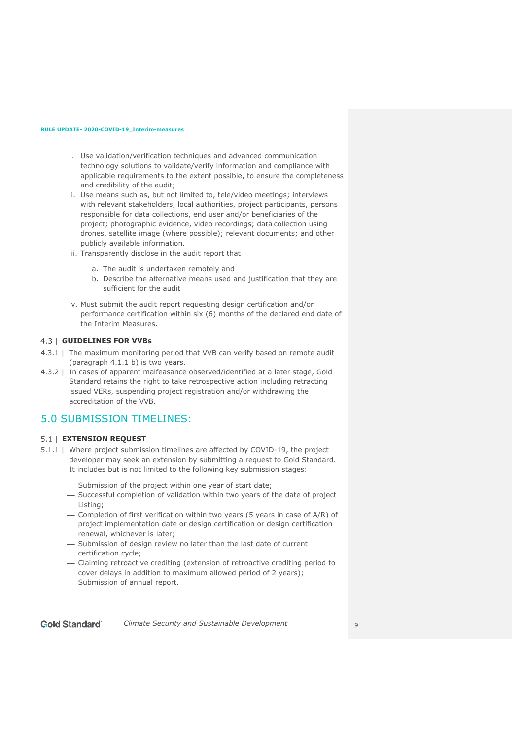i. Use validation/verification techniques and advanced communication technology solutions to validate/verify information and compliance with applicable requirements to the extent possible, to ensure the completeness and credibility of the audit;
   ii. Use means such as, but not limited to, tele/video meetings; interviews with relevant stakeholders, local authorities, project participants, persons responsible for data collections, end user and/or beneficiaries of the project; photographic evidence, video recordings; data collection using drones, satellite image (where possible); relevant documents; and other publicly available information.
   iii. Transparently disclose in the audit report that

      a. The audit is undertaken remotely and
      b. Describe the alternative means used and justification that they are sufficient for the audit

   iv. Must submit the audit report requesting design certification and/or performance certification within six (6) months of the declared end date of the Interim Measures.

### 4.3 | GUIDELINES FOR VVBs

4.3.1 | The maximum monitoring period that VVB can verify based on remote audit (paragraph 4.1.1 b) is two years.

4.3.2 | In cases of apparent malfeasance observed/identified at a later stage, Gold Standard retains the right to take retrospective action including retracting issued VERs, suspending project registration and/or withdrawing the accreditation of the VVB.

## 5.0 SUBMISSION TIMELINES:

### 5.1 | EXTENSION REQUEST

5.1.1 | Where project submission timelines are affected by COVID-19, the project developer may seek an extension by submitting a request to Gold Standard. It includes but is not limited to the following key submission stages:

- Submission of the project within one year of start date;
- Successful completion of validation within two years of the date of project Listing;
- Completion of first verification within two years (5 years in case of A/R) of project implementation date or design certification or design certification renewal, whichever is later;
- Submission of design review no later than the last date of current certification cycle;
- Claiming retroactive crediting (extension of retroactive crediting period to cover delays in addition to maximum allowed period of 2 years);
- Submission of annual report.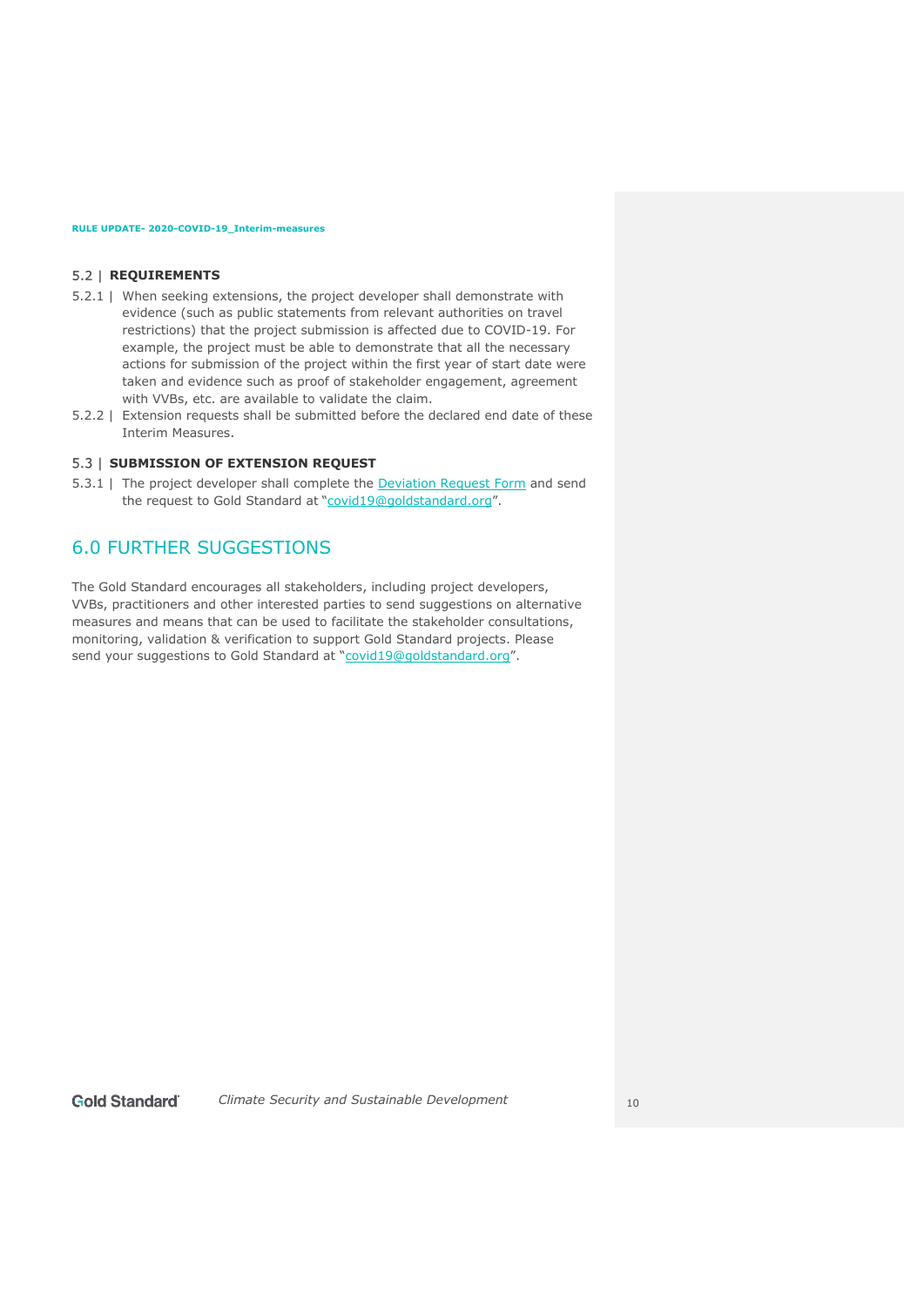### 5.2 | REQUIREMENTS

5.2.1 | When seeking extensions, the project developer shall demonstrate with evidence (such as public statements from relevant authorities on travel restrictions) that the project submission is affected due to COVID-19. For example, the project must be able to demonstrate that all the necessary actions for submission of the project within the first year of start date were taken and evidence such as proof of stakeholder engagement, agreement with VVBs, etc. are available to validate the claim.

5.2.2 | Extension requests shall be submitted before the declared end date of these Interim Measures.

### 5.3 | SUBMISSION OF EXTENSION REQUEST

5.3.1 | The project developer shall complete the Deviation Request Form and send the request to Gold Standard at "covid19@goldstandard.org".

## 6.0 FURTHER SUGGESTIONS

The Gold Standard encourages all stakeholders, including project developers, VVBs, practitioners and other interested parties to send suggestions on alternative measures and means that can be used to facilitate the stakeholder consultations, monitoring, validation & verification to support Gold Standard projects. Please send your suggestions to Gold Standard at "covid19@goldstandard.org".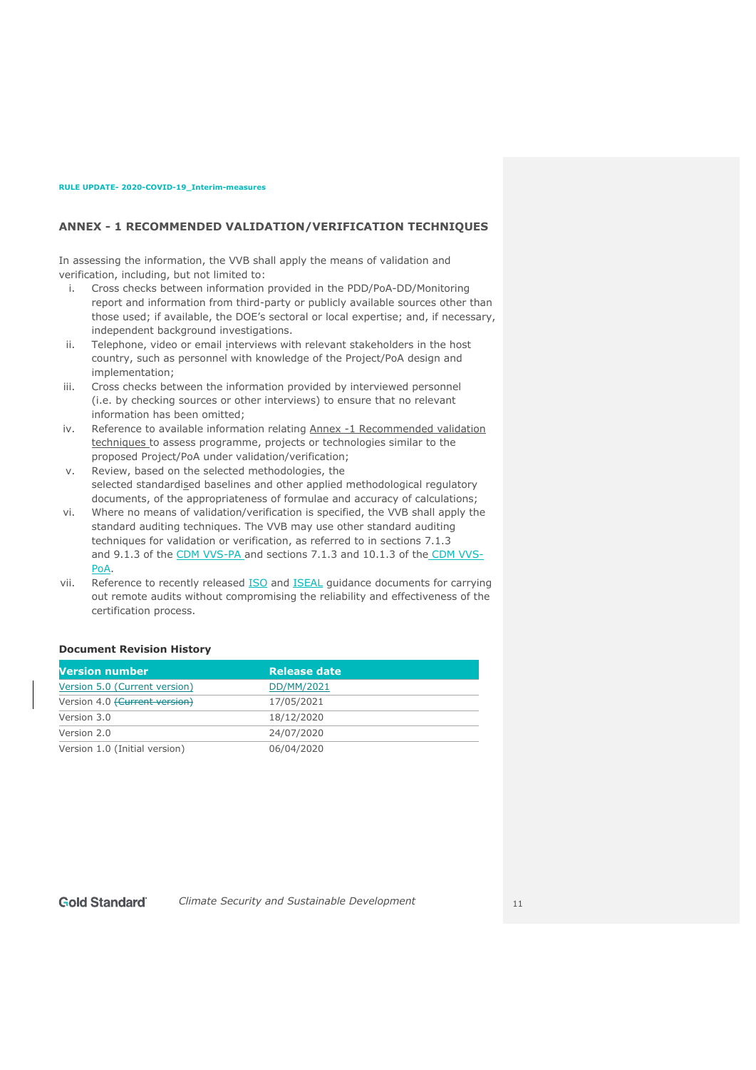## ANNEX - 1 RECOMMENDED VALIDATION/VERIFICATION TECHNIQUES

In assessing the information, the VVB shall apply the means of validation and verification, including, but not limited to:

i. Cross checks between information provided in the PDD/PoA-DD/Monitoring report and information from third-party or publicly available sources other than those used; if available, the DOE's sectoral or local expertise; and, if necessary, independent background investigations.
ii. Telephone, video or email interviews with relevant stakeholders in the host country, such as personnel with knowledge of the Project/PoA design and implementation;
iii. Cross checks between the information provided by interviewed personnel (i.e. by checking sources or other interviews) to ensure that no relevant information has been omitted;
iv. Reference to available information relating Annex -1 Recommended validation techniques to assess programme, projects or technologies similar to the proposed Project/PoA under validation/verification;
v. Review, based on the selected methodologies, the selected standardised baselines and other applied methodological regulatory documents, of the appropriateness of formulae and accuracy of calculations;
vi. Where no means of validation/verification is specified, the VVB shall apply the standard auditing techniques. The VVB may use other standard auditing techniques for validation or verification, as referred to in sections 7.1.3 and 9.1.3 of the CDM VVS-PA and sections 7.1.3 and 10.1.3 of the CDM VVS-PoA.
vii. Reference to recently released ISO and ISEAL guidance documents for carrying out remote audits without compromising the reliability and effectiveness of the certification process.

**Document Revision History**

| Version number | Release date |
|---|---|
| Version 5.0 (Current version) | DD/MM/2021 |
| Version 4.0 ~~(Current version)~~ | 17/05/2021 |
| Version 3.0 | 18/12/2020 |
| Version 2.0 | 24/07/2020 |
| Version 1.0 (Initial version) | 06/04/2020 |